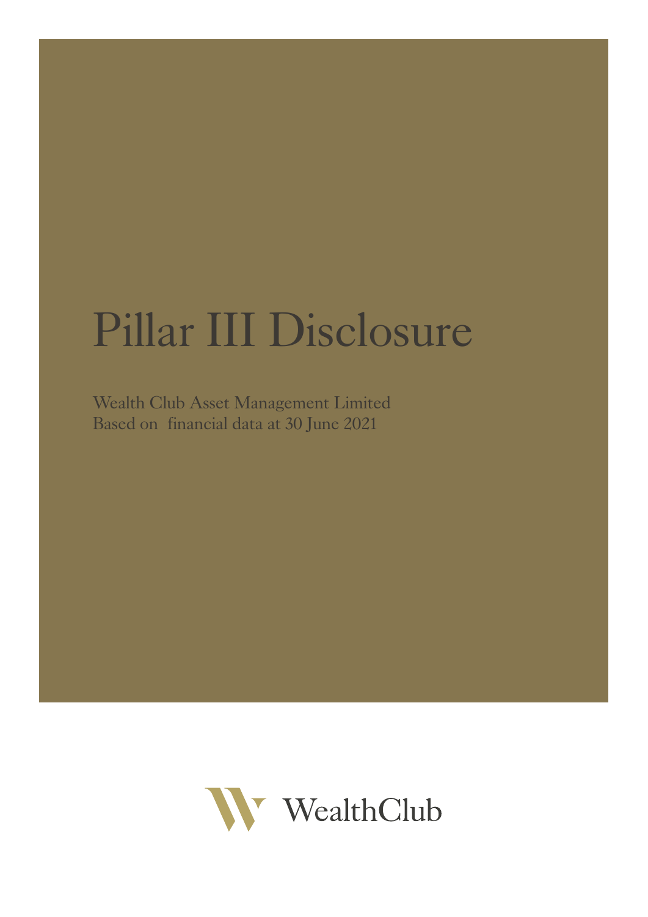# Pillar III Disclosure

Wealth Club Asset Management Limited
Based on financial data at 30 June 2021

WealthClub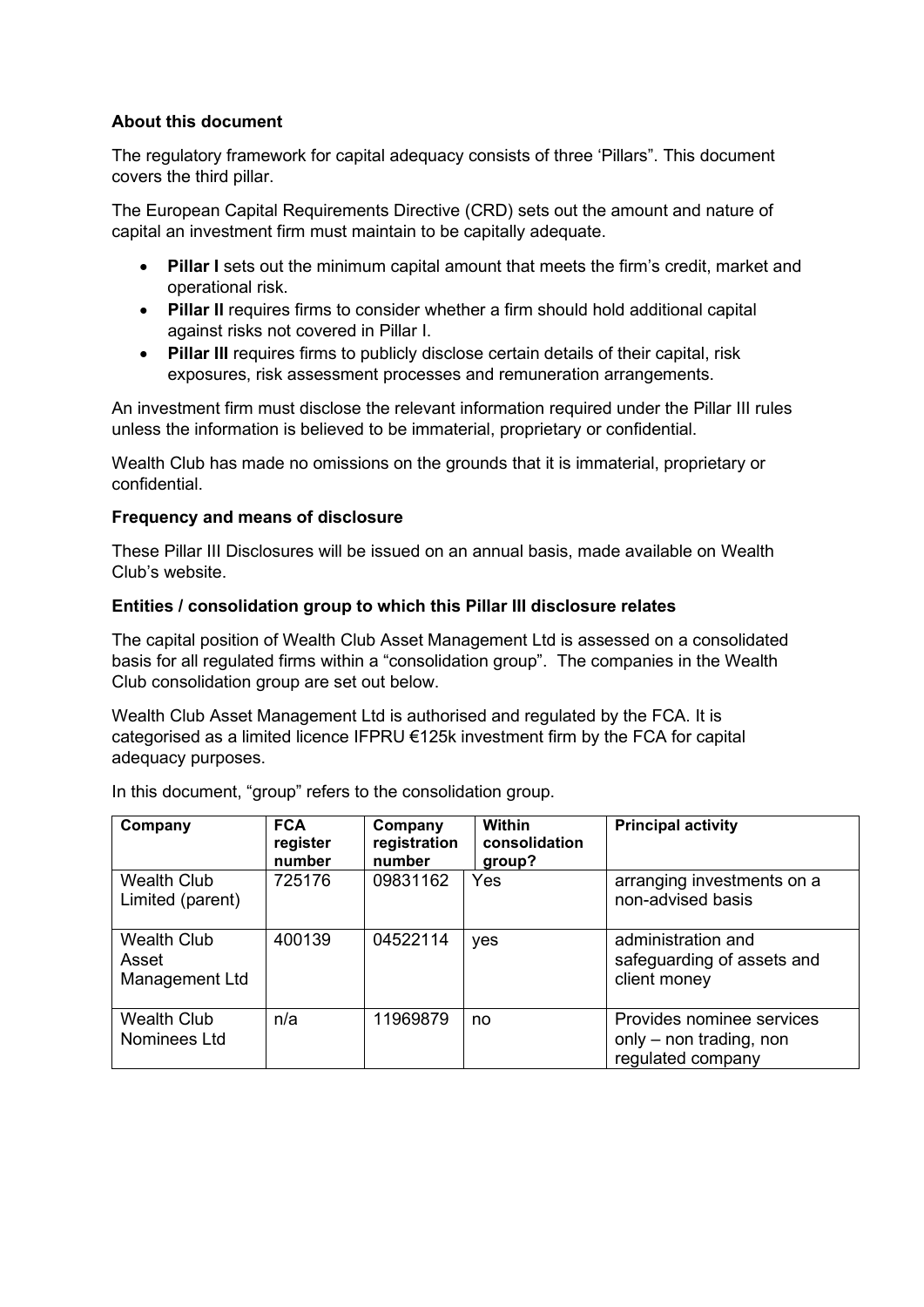### About this document

The regulatory framework for capital adequacy consists of three 'Pillars". This document covers the third pillar.

The European Capital Requirements Directive (CRD) sets out the amount and nature of capital an investment firm must maintain to be capitally adequate.

- **Pillar I** sets out the minimum capital amount that meets the firm's credit, market and operational risk.
- **Pillar II** requires firms to consider whether a firm should hold additional capital against risks not covered in Pillar I.
- **Pillar III** requires firms to publicly disclose certain details of their capital, risk exposures, risk assessment processes and remuneration arrangements.

An investment firm must disclose the relevant information required under the Pillar III rules unless the information is believed to be immaterial, proprietary or confidential.

Wealth Club has made no omissions on the grounds that it is immaterial, proprietary or confidential.

### Frequency and means of disclosure

These Pillar III Disclosures will be issued on an annual basis, made available on Wealth Club's website.

### Entities / consolidation group to which this Pillar III disclosure relates

The capital position of Wealth Club Asset Management Ltd is assessed on a consolidated basis for all regulated firms within a "consolidation group". The companies in the Wealth Club consolidation group are set out below.

Wealth Club Asset Management Ltd is authorised and regulated by the FCA. It is categorised as a limited licence IFPRU €125k investment firm by the FCA for capital adequacy purposes.

In this document, "group" refers to the consolidation group.

| Company | FCA register number | Company registration number | Within consolidation group? | Principal activity |
|---|---|---|---|---|
| Wealth Club Limited (parent) | 725176 | 09831162 | Yes | arranging investments on a non-advised basis |
| Wealth Club Asset Management Ltd | 400139 | 04522114 | yes | administration and safeguarding of assets and client money |
| Wealth Club Nominees Ltd | n/a | 11969879 | no | Provides nominee services only – non trading, non regulated company |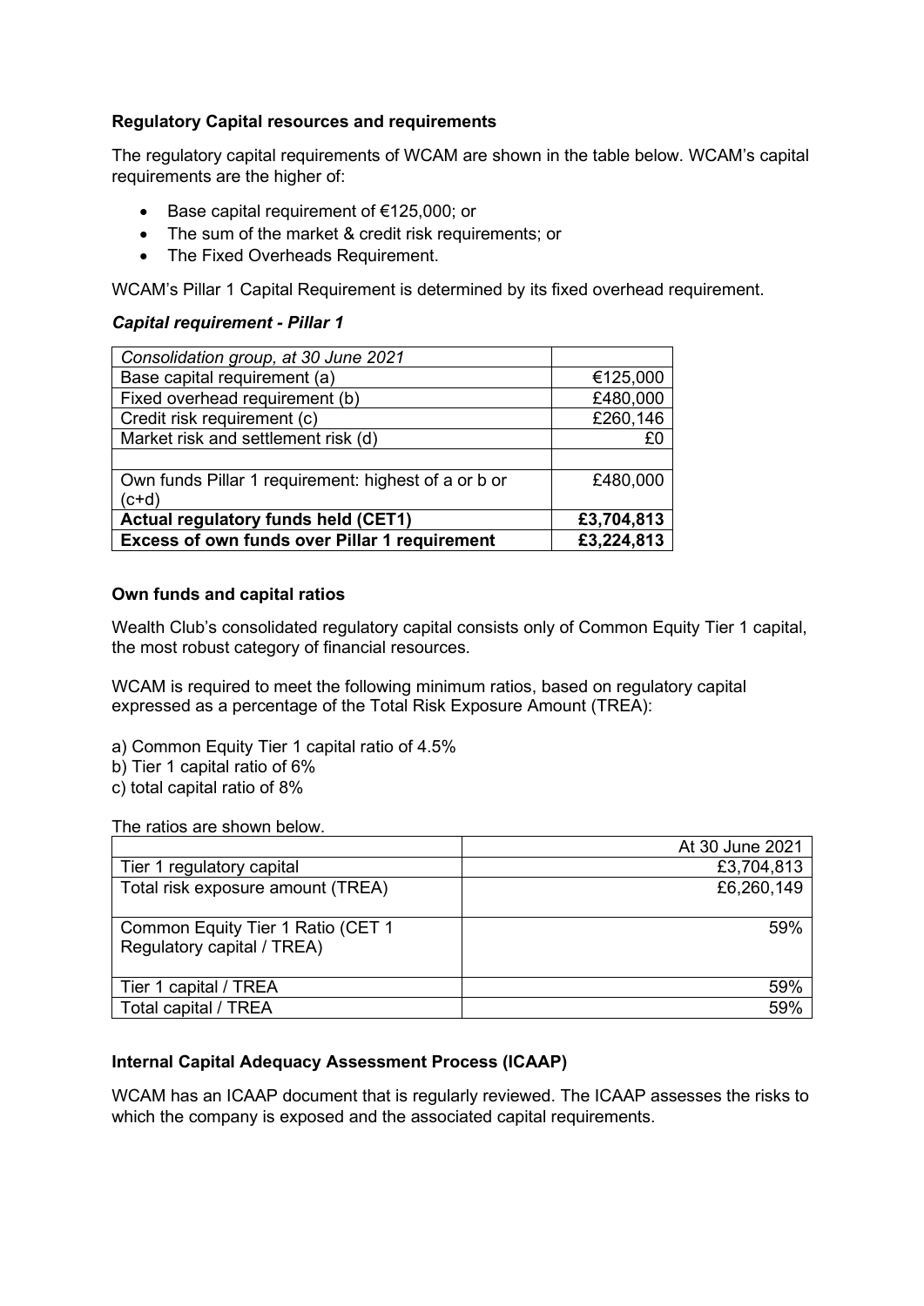## Regulatory Capital resources and requirements

The regulatory capital requirements of WCAM are shown in the table below. WCAM's capital requirements are the higher of:

- Base capital requirement of €125,000; or
- The sum of the market & credit risk requirements; or
- The Fixed Overheads Requirement.

WCAM's Pillar 1 Capital Requirement is determined by its fixed overhead requirement.

### *Capital requirement - Pillar 1*

| *Consolidation group, at 30 June 2021* | |
|---|---|
| Base capital requirement (a) | €125,000 |
| Fixed overhead requirement (b) | £480,000 |
| Credit risk requirement (c) | £260,146 |
| Market risk and settlement risk (d) | £0 |
| | |
| Own funds Pillar 1 requirement: highest of a or b or (c+d) | £480,000 |
| **Actual regulatory funds held (CET1)** | **£3,704,813** |
| **Excess of own funds over Pillar 1 requirement** | **£3,224,813** |

## Own funds and capital ratios

Wealth Club's consolidated regulatory capital consists only of Common Equity Tier 1 capital, the most robust category of financial resources.

WCAM is required to meet the following minimum ratios, based on regulatory capital expressed as a percentage of the Total Risk Exposure Amount (TREA):

a) Common Equity Tier 1 capital ratio of 4.5%
b) Tier 1 capital ratio of 6%
c) total capital ratio of 8%

The ratios are shown below.

| | At 30 June 2021 |
|---|---|
| Tier 1 regulatory capital | £3,704,813 |
| Total risk exposure amount (TREA) | £6,260,149 |
| Common Equity Tier 1 Ratio (CET 1 Regulatory capital / TREA) | 59% |
| Tier 1 capital / TREA | 59% |
| Total capital / TREA | 59% |

## Internal Capital Adequacy Assessment Process (ICAAP)

WCAM has an ICAAP document that is regularly reviewed. The ICAAP assesses the risks to which the company is exposed and the associated capital requirements.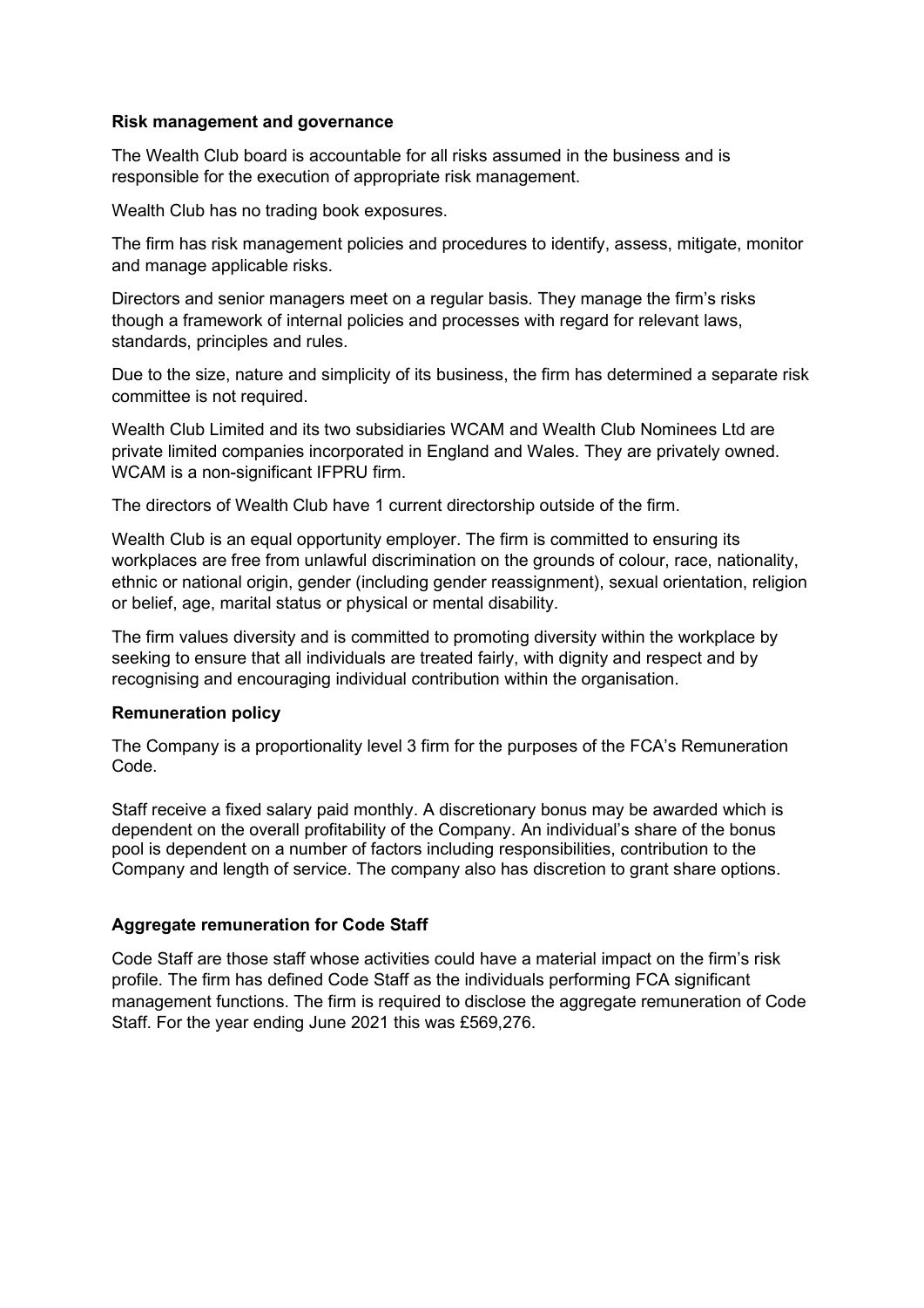**Risk management and governance**

The Wealth Club board is accountable for all risks assumed in the business and is responsible for the execution of appropriate risk management.

Wealth Club has no trading book exposures.

The firm has risk management policies and procedures to identify, assess, mitigate, monitor and manage applicable risks.

Directors and senior managers meet on a regular basis. They manage the firm's risks though a framework of internal policies and processes with regard for relevant laws, standards, principles and rules.

Due to the size, nature and simplicity of its business, the firm has determined a separate risk committee is not required.

Wealth Club Limited and its two subsidiaries WCAM and Wealth Club Nominees Ltd are private limited companies incorporated in England and Wales. They are privately owned. WCAM is a non-significant IFPRU firm.

The directors of Wealth Club have 1 current directorship outside of the firm.

Wealth Club is an equal opportunity employer. The firm is committed to ensuring its workplaces are free from unlawful discrimination on the grounds of colour, race, nationality, ethnic or national origin, gender (including gender reassignment), sexual orientation, religion or belief, age, marital status or physical or mental disability.

The firm values diversity and is committed to promoting diversity within the workplace by seeking to ensure that all individuals are treated fairly, with dignity and respect and by recognising and encouraging individual contribution within the organisation.

**Remuneration policy**

The Company is a proportionality level 3 firm for the purposes of the FCA's Remuneration Code.

Staff receive a fixed salary paid monthly. A discretionary bonus may be awarded which is dependent on the overall profitability of the Company. An individual's share of the bonus pool is dependent on a number of factors including responsibilities, contribution to the Company and length of service. The company also has discretion to grant share options.

**Aggregate remuneration for Code Staff**

Code Staff are those staff whose activities could have a material impact on the firm's risk profile. The firm has defined Code Staff as the individuals performing FCA significant management functions. The firm is required to disclose the aggregate remuneration of Code Staff. For the year ending June 2021 this was £569,276.